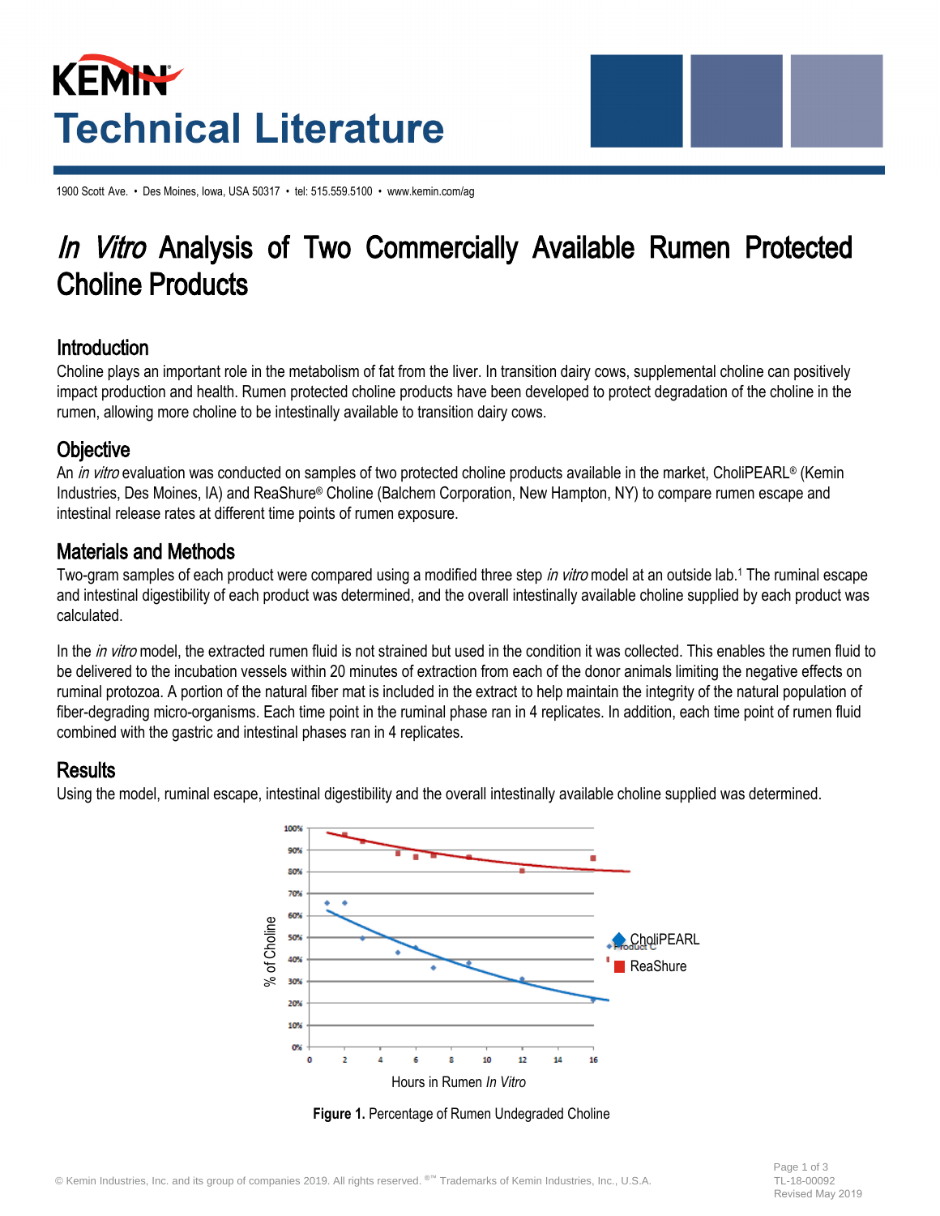# Technical Literature

1900 Scott Ave. • Des Moines, Iowa, USA 50317 • tel: 515.559.5100 • www.kemin.com/ag

# *In Vitro* Analysis of Two Commercially Available Rumen Protected Choline Products

## Introduction

Choline plays an important role in the metabolism of fat from the liver. In transition dairy cows, supplemental choline can positively impact production and health. Rumen protected choline products have been developed to protect degradation of the choline in the rumen, allowing more choline to be intestinally available to transition dairy cows.

## Objective

An *in vitro* evaluation was conducted on samples of two protected choline products available in the market, CholiPEARL® (Kemin Industries, Des Moines, IA) and ReaShure® Choline (Balchem Corporation, New Hampton, NY) to compare rumen escape and intestinal release rates at different time points of rumen exposure.

## Materials and Methods

Two-gram samples of each product were compared using a modified three step *in vitro* model at an outside lab.[1] The ruminal escape and intestinal digestibility of each product was determined, and the overall intestinally available choline supplied by each product was calculated.

In the *in vitro* model, the extracted rumen fluid is not strained but used in the condition it was collected. This enables the rumen fluid to be delivered to the incubation vessels within 20 minutes of extraction from each of the donor animals limiting the negative effects on ruminal protozoa. A portion of the natural fiber mat is included in the extract to help maintain the integrity of the natural population of fiber-degrading micro-organisms. Each time point in the ruminal phase ran in 4 replicates. In addition, each time point of rumen fluid combined with the gastric and intestinal phases ran in 4 replicates.

## Results

Using the model, ruminal escape, intestinal digestibility and the overall intestinally available choline supplied was determined.

**Figure 1.** Percentage of Rumen Undegraded Choline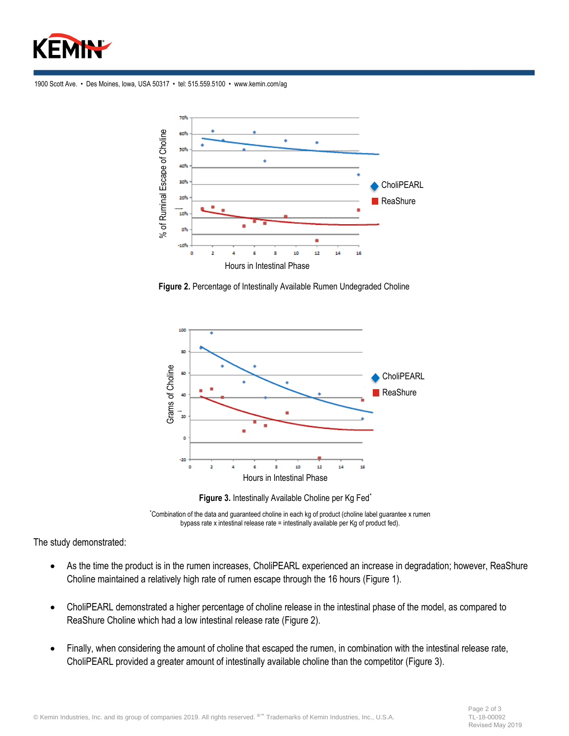**Figure 2.** Percentage of Intestinally Available Rumen Undegraded Choline

**Figure 3.** Intestinally Available Choline per Kg Fed*

*Combination of the data and guaranteed choline in each kg of product (choline label guarantee x rumen bypass rate x intestinal release rate = intestinally available per Kg of product fed).

The study demonstrated:

- As the time the product is in the rumen increases, CholiPEARL experienced an increase in degradation; however, ReaShure Choline maintained a relatively high rate of rumen escape through the 16 hours (Figure 1).
- CholiPEARL demonstrated a higher percentage of choline release in the intestinal phase of the model, as compared to ReaShure Choline which had a low intestinal release rate (Figure 2).
- Finally, when considering the amount of choline that escaped the rumen, in combination with the intestinal release rate, CholiPEARL provided a greater amount of intestinally available choline than the competitor (Figure 3).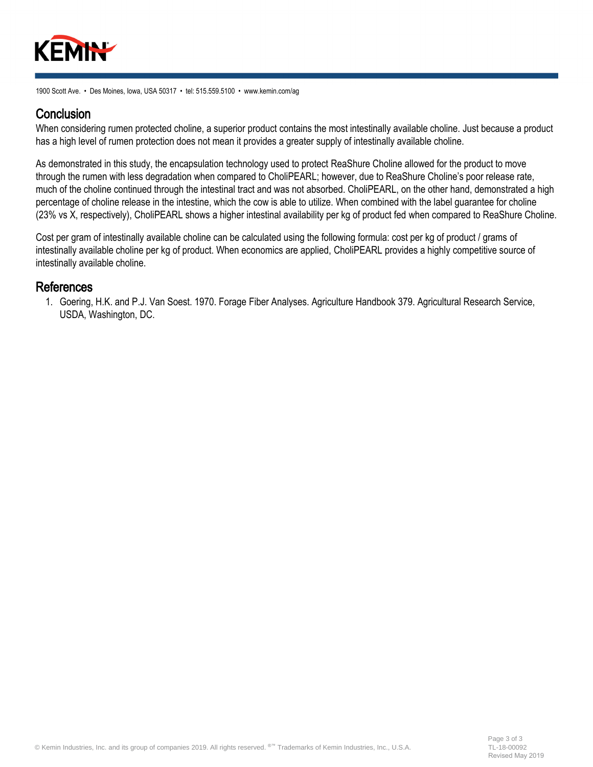## Conclusion

When considering rumen protected choline, a superior product contains the most intestinally available choline. Just because a product has a high level of rumen protection does not mean it provides a greater supply of intestinally available choline.

As demonstrated in this study, the encapsulation technology used to protect ReaShure Choline allowed for the product to move through the rumen with less degradation when compared to CholiPEARL; however, due to ReaShure Choline's poor release rate, much of the choline continued through the intestinal tract and was not absorbed. CholiPEARL, on the other hand, demonstrated a high percentage of choline release in the intestine, which the cow is able to utilize. When combined with the label guarantee for choline (23% vs X, respectively), CholiPEARL shows a higher intestinal availability per kg of product fed when compared to ReaShure Choline.

Cost per gram of intestinally available choline can be calculated using the following formula: cost per kg of product / grams of intestinally available choline per kg of product. When economics are applied, CholiPEARL provides a highly competitive source of intestinally available choline.

## References

1. Goering, H.K. and P.J. Van Soest. 1970. Forage Fiber Analyses. Agriculture Handbook 379. Agricultural Research Service, USDA, Washington, DC.